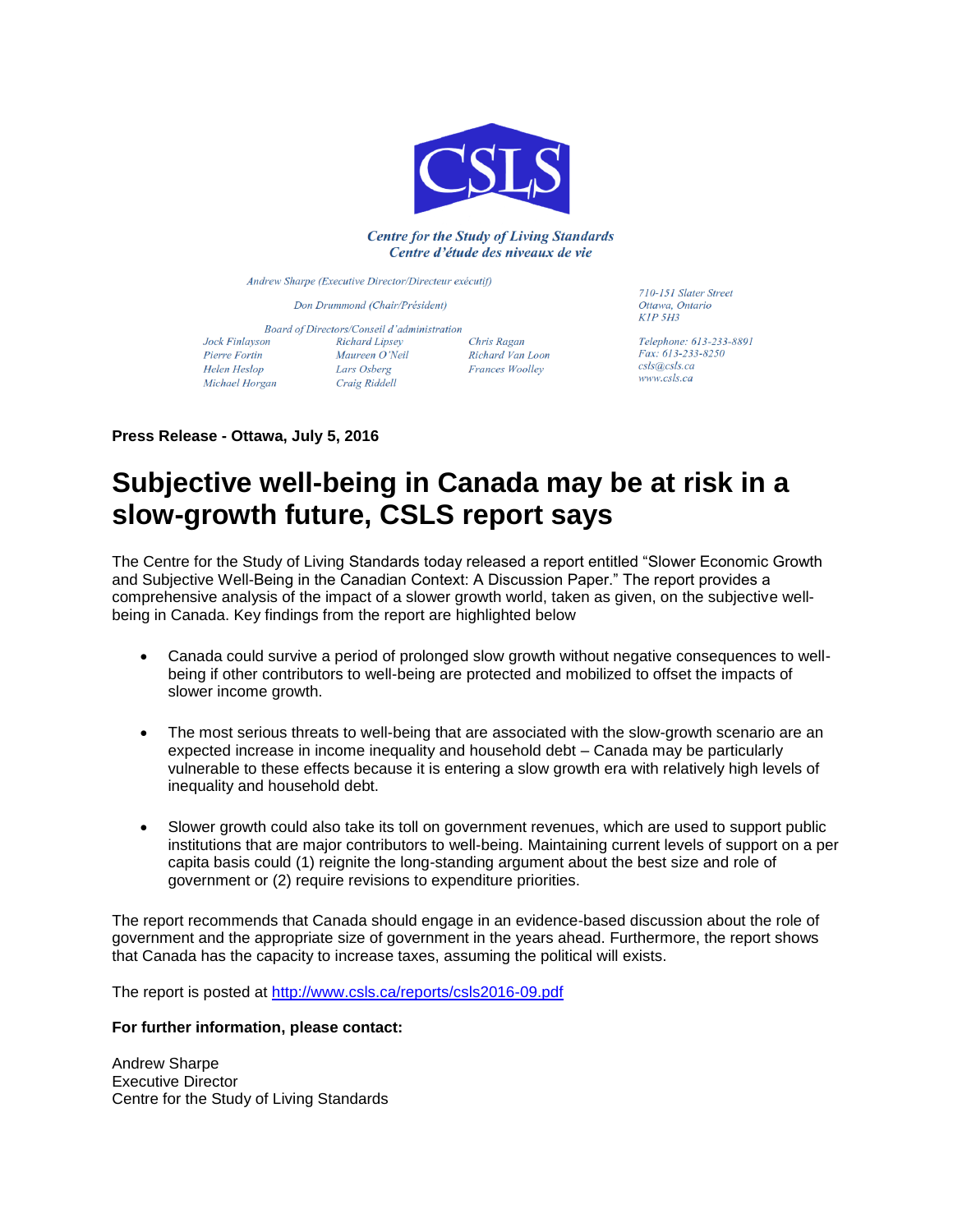**CSLS**

*Centre for the Study of Living Standards*
*Centre d'étude des niveaux de vie*

*Andrew Sharpe (Executive Director/Directeur exécutif)*

*Don Drummond (Chair/Président)*

*Board of Directors/Conseil d'administration*

*Jock Finlayson, Pierre Fortin, Helen Heslop, Michael Horgan, Richard Lipsey, Maureen O'Neil, Lars Osberg, Craig Riddell, Chris Ragan, Richard Van Loon, Frances Woolley*

*710-151 Slater Street*
*Ottawa, Ontario*
*K1P 5H3*

*Telephone: 613-233-8891*
*Fax: 613-233-8250*
*csls@csls.ca*
*www.csls.ca*

**Press Release - Ottawa, July 5, 2016**

# Subjective well-being in Canada may be at risk in a slow-growth future, CSLS report says

The Centre for the Study of Living Standards today released a report entitled "Slower Economic Growth and Subjective Well-Being in the Canadian Context: A Discussion Paper." The report provides a comprehensive analysis of the impact of a slower growth world, taken as given, on the subjective well-being in Canada. Key findings from the report are highlighted below

- Canada could survive a period of prolonged slow growth without negative consequences to well-being if other contributors to well-being are protected and mobilized to offset the impacts of slower income growth.
- The most serious threats to well-being that are associated with the slow-growth scenario are an expected increase in income inequality and household debt – Canada may be particularly vulnerable to these effects because it is entering a slow growth era with relatively high levels of inequality and household debt.
- Slower growth could also take its toll on government revenues, which are used to support public institutions that are major contributors to well-being. Maintaining current levels of support on a per capita basis could (1) reignite the long-standing argument about the best size and role of government or (2) require revisions to expenditure priorities.

The report recommends that Canada should engage in an evidence-based discussion about the role of government and the appropriate size of government in the years ahead. Furthermore, the report shows that Canada has the capacity to increase taxes, assuming the political will exists.

The report is posted at http://www.csls.ca/reports/csls2016-09.pdf

**For further information, please contact:**

Andrew Sharpe
Executive Director
Centre for the Study of Living Standards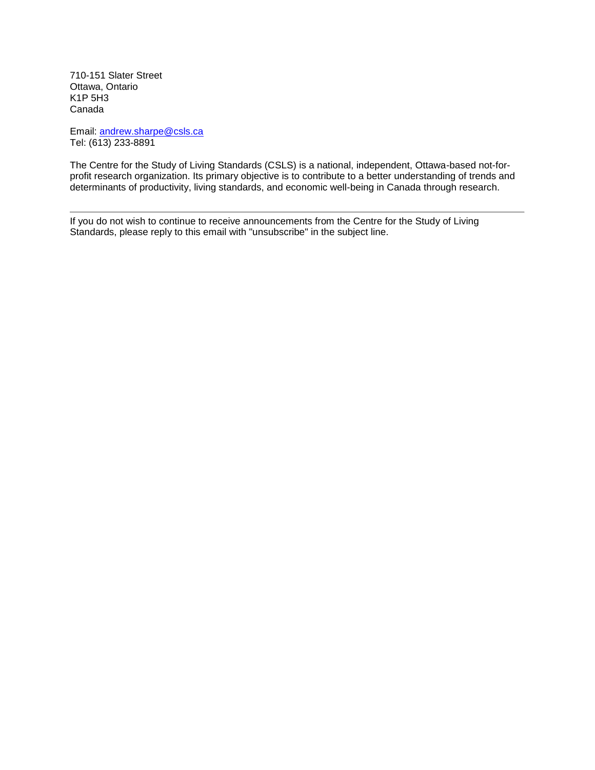710-151 Slater Street
Ottawa, Ontario
K1P 5H3
Canada

Email: andrew.sharpe@csls.ca
Tel: (613) 233-8891

The Centre for the Study of Living Standards (CSLS) is a national, independent, Ottawa-based not-for-profit research organization. Its primary objective is to contribute to a better understanding of trends and determinants of productivity, living standards, and economic well-being in Canada through research.

---

If you do not wish to continue to receive announcements from the Centre for the Study of Living Standards, please reply to this email with "unsubscribe" in the subject line.